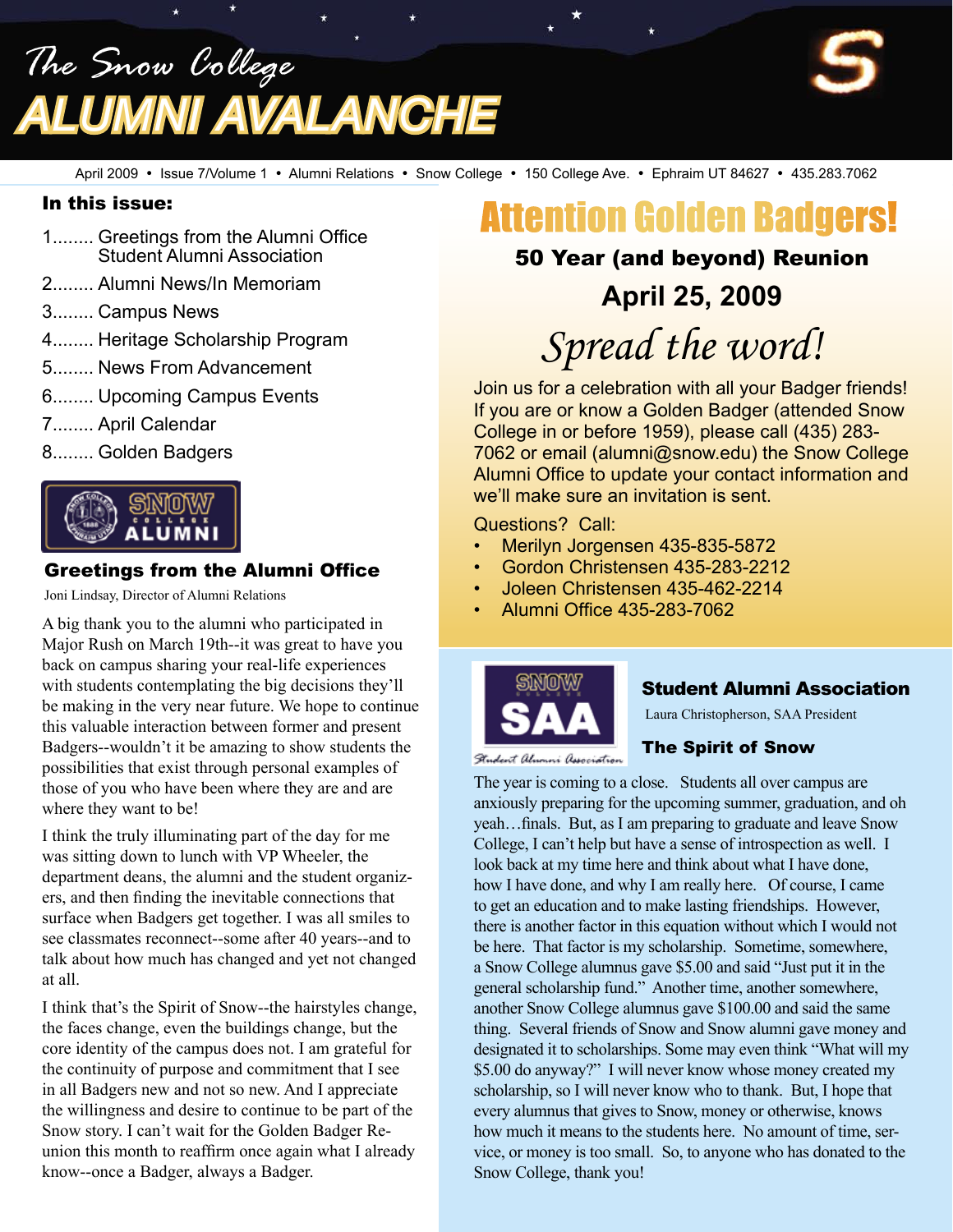# The Snow College ALUMNI AVALANCHE

April 2009 • Issue 7/Volume 1 • Alumni Relations • Snow College • 150 College Ave. • Ephraim UT 84627 • 435.283.7062

**In this issue:**

1........ Greetings from the Alumni Office
 Student Alumni Association
2........ Alumni News/In Memoriam
3........ Campus News
4........ Heritage Scholarship Program
5........ News From Advancement
6........ Upcoming Campus Events
7........ April Calendar
8........ Golden Badgers

## Greetings from the Alumni Office

Joni Lindsay, Director of Alumni Relations

A big thank you to the alumni who participated in Major Rush on March 19th--it was great to have you back on campus sharing your real-life experiences with students contemplating the big decisions they'll be making in the very near future. We hope to continue this valuable interaction between former and present Badgers--wouldn't it be amazing to show students the possibilities that exist through personal examples of those of you who have been where they are and are where they want to be!

I think the truly illuminating part of the day for me was sitting down to lunch with VP Wheeler, the department deans, the alumni and the student organizers, and then finding the inevitable connections that surface when Badgers get together. I was all smiles to see classmates reconnect--some after 40 years--and to talk about how much has changed and yet not changed at all.

I think that's the Spirit of Snow--the hairstyles change, the faces change, even the buildings change, but the core identity of the campus does not. I am grateful for the continuity of purpose and commitment that I see in all Badgers new and not so new. And I appreciate the willingness and desire to continue to be part of the Snow story. I can't wait for the Golden Badger Reunion this month to reaffirm once again what I already know--once a Badger, always a Badger.

## Attention Golden Badgers!

### 50 Year (and beyond) Reunion

### April 25, 2009

*Spread the word!*

Join us for a celebration with all your Badger friends! If you are or know a Golden Badger (attended Snow College in or before 1959), please call (435) 283-7062 or email (alumni@snow.edu) the Snow College Alumni Office to update your contact information and we'll make sure an invitation is sent.

Questions? Call:

- Merilyn Jorgensen 435-835-5872
- Gordon Christensen 435-283-2212
- Joleen Christensen 435-462-2214
- Alumni Office 435-283-7062

## Student Alumni Association

Laura Christopherson, SAA President

### The Spirit of Snow

The year is coming to a close. Students all over campus are anxiously preparing for the upcoming summer, graduation, and oh yeah…finals. But, as I am preparing to graduate and leave Snow College, I can't help but have a sense of introspection as well. I look back at my time here and think about what I have done, how I have done, and why I am really here. Of course, I came to get an education and to make lasting friendships. However, there is another factor in this equation without which I would not be here. That factor is my scholarship. Sometime, somewhere, a Snow College alumnus gave $5.00 and said "Just put it in the general scholarship fund." Another time, another somewhere, another Snow College alumnus gave $100.00 and said the same thing. Several friends of Snow and Snow alumni gave money and designated it to scholarships. Some may even think "What will my $5.00 do anyway?" I will never know whose money created my scholarship, so I will never know who to thank. But, I hope that every alumnus that gives to Snow, money or otherwise, knows how much it means to the students here. No amount of time, service, or money is too small. So, to anyone who has donated to the Snow College, thank you!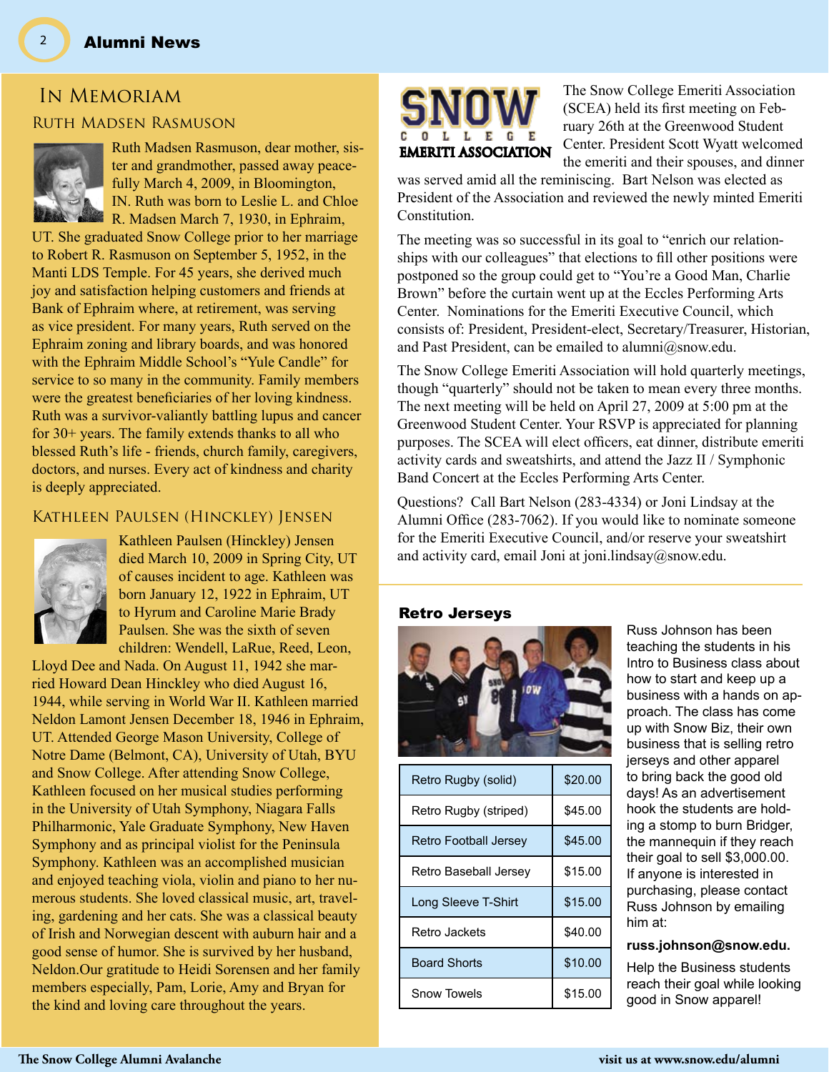# In Memoriam

## Ruth Madsen Rasmuson

Ruth Madsen Rasmuson, dear mother, sister and grandmother, passed away peacefully March 4, 2009, in Bloomington, IN. Ruth was born to Leslie L. and Chloe R. Madsen March 7, 1930, in Ephraim, UT. She graduated Snow College prior to her marriage to Robert R. Rasmuson on September 5, 1952, in the Manti LDS Temple. For 45 years, she derived much joy and satisfaction helping customers and friends at Bank of Ephraim where, at retirement, was serving as vice president. For many years, Ruth served on the Ephraim zoning and library boards, and was honored with the Ephraim Middle School's "Yule Candle" for service to so many in the community. Family members were the greatest beneficiaries of her loving kindness. Ruth was a survivor-valiantly battling lupus and cancer for 30+ years. The family extends thanks to all who blessed Ruth's life - friends, church family, caregivers, doctors, and nurses. Every act of kindness and charity is deeply appreciated.

## Kathleen Paulsen (Hinckley) Jensen

Kathleen Paulsen (Hinckley) Jensen died March 10, 2009 in Spring City, UT of causes incident to age. Kathleen was born January 12, 1922 in Ephraim, UT to Hyrum and Caroline Marie Brady Paulsen. She was the sixth of seven children: Wendell, LaRue, Reed, Leon, Lloyd Dee and Nada. On August 11, 1942 she married Howard Dean Hinckley who died August 16, 1944, while serving in World War II. Kathleen married Neldon Lamont Jensen December 18, 1946 in Ephraim, UT. Attended George Mason University, College of Notre Dame (Belmont, CA), University of Utah, BYU and Snow College. After attending Snow College, Kathleen focused on her musical studies performing in the University of Utah Symphony, Niagara Falls Philharmonic, Yale Graduate Symphony, New Haven Symphony and as principal violist for the Peninsula Symphony. Kathleen was an accomplished musician and enjoyed teaching viola, violin and piano to her numerous students. She loved classical music, art, traveling, gardening and her cats. She was a classical beauty of Irish and Norwegian descent with auburn hair and a good sense of humor. She is survived by her husband, Neldon.Our gratitude to Heidi Sorensen and her family members especially, Pam, Lorie, Amy and Bryan for the kind and loving care throughout the years.

## Snow College Emeriti Association

The Snow College Emeriti Association (SCEA) held its first meeting on February 26th at the Greenwood Student Center. President Scott Wyatt welcomed the emeriti and their spouses, and dinner was served amid all the reminiscing. Bart Nelson was elected as President of the Association and reviewed the newly minted Emeriti Constitution.

The meeting was so successful in its goal to "enrich our relationships with our colleagues" that elections to fill other positions were postponed so the group could get to "You're a Good Man, Charlie Brown" before the curtain went up at the Eccles Performing Arts Center. Nominations for the Emeriti Executive Council, which consists of: President, President-elect, Secretary/Treasurer, Historian, and Past President, can be emailed to alumni@snow.edu.

The Snow College Emeriti Association will hold quarterly meetings, though "quarterly" should not be taken to mean every three months. The next meeting will be held on April 27, 2009 at 5:00 pm at the Greenwood Student Center. Your RSVP is appreciated for planning purposes. The SCEA will elect officers, eat dinner, distribute emeriti activity cards and sweatshirts, and attend the Jazz II / Symphonic Band Concert at the Eccles Performing Arts Center.

Questions? Call Bart Nelson (283-4334) or Joni Lindsay at the Alumni Office (283-7062). If you would like to nominate someone for the Emeriti Executive Council, and/or reserve your sweatshirt and activity card, email Joni at joni.lindsay@snow.edu.

## Retro Jerseys

| Item | Price |
|---|---|
| Retro Rugby (solid) | $20.00 |
| Retro Rugby (striped) | $45.00 |
| Retro Football Jersey | $45.00 |
| Retro Baseball Jersey | $15.00 |
| Long Sleeve T-Shirt | $15.00 |
| Retro Jackets | $40.00 |
| Board Shorts | $10.00 |
| Snow Towels | $15.00 |

Russ Johnson has been teaching the students in his Intro to Business class about how to start and keep up a business with a hands on approach. The class has come up with Snow Biz, their own business that is selling retro jerseys and other apparel to bring back the good old days! As an advertisement hook the students are holding a stomp to burn Bridger, the mannequin if they reach their goal to sell $3,000.00. If anyone is interested in purchasing, please contact Russ Johnson by emailing him at:

**russ.johnson@snow.edu.**

Help the Business students reach their goal while looking good in Snow apparel!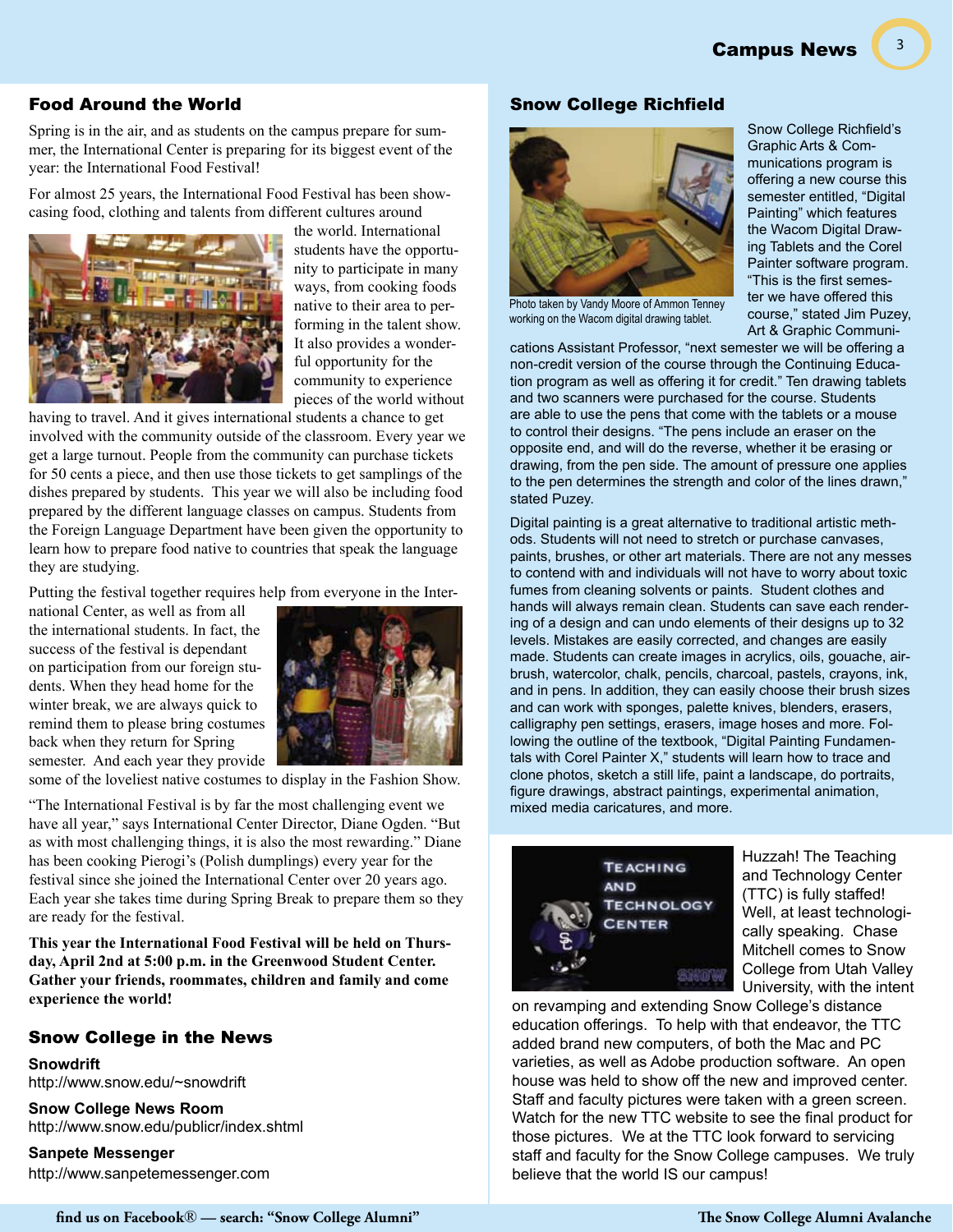## Food Around the World

Spring is in the air, and as students on the campus prepare for summer, the International Center is preparing for its biggest event of the year: the International Food Festival!

For almost 25 years, the International Food Festival has been showcasing food, clothing and talents from different cultures around the world. International students have the opportunity to participate in many ways, from cooking foods native to their area to performing in the talent show. It also provides a wonderful opportunity for the community to experience pieces of the world without having to travel. And it gives international students a chance to get involved with the community outside of the classroom. Every year we get a large turnout. People from the community can purchase tickets for 50 cents a piece, and then use those tickets to get samplings of the dishes prepared by students. This year we will also be including food prepared by the different language classes on campus. Students from the Foreign Language Department have been given the opportunity to learn how to prepare food native to countries that speak the language they are studying.

Putting the festival together requires help from everyone in the International Center, as well as from all the international students. In fact, the success of the festival is dependant on participation from our foreign students. When they head home for the winter break, we are always quick to remind them to please bring costumes back when they return for Spring semester. And each year they provide some of the loveliest native costumes to display in the Fashion Show.

"The International Festival is by far the most challenging event we have all year," says International Center Director, Diane Ogden. "But as with most challenging things, it is also the most rewarding." Diane has been cooking Pierogi's (Polish dumplings) every year for the festival since she joined the International Center over 20 years ago. Each year she takes time during Spring Break to prepare them so they are ready for the festival.

**This year the International Food Festival will be held on Thursday, April 2nd at 5:00 p.m. in the Greenwood Student Center. Gather your friends, roommates, children and family and come experience the world!**

## Snow College in the News

**Snowdrift**
http://www.snow.edu/~snowdrift

**Snow College News Room**
http://www.snow.edu/publicr/index.shtml

**Sanpete Messenger**
http://www.sanpetemessenger.com

## Snow College Richfield

Photo taken by Vandy Moore of Ammon Tenney working on the Wacom digital drawing tablet.

Snow College Richfield's Graphic Arts & Communications program is offering a new course this semester entitled, "Digital Painting" which features the Wacom Digital Drawing Tablets and the Corel Painter software program. "This is the first semester we have offered this course," stated Jim Puzey, Art & Graphic Communications Assistant Professor, "next semester we will be offering a non-credit version of the course through the Continuing Education program as well as offering it for credit." Ten drawing tablets and two scanners were purchased for the course. Students are able to use the pens that come with the tablets or a mouse to control their designs. "The pens include an eraser on the opposite end, and will do the reverse, whether it be erasing or drawing, from the pen side. The amount of pressure one applies to the pen determines the strength and color of the lines drawn," stated Puzey.

Digital painting is a great alternative to traditional artistic methods. Students will not need to stretch or purchase canvases, paints, brushes, or other art materials. There are not any messes to contend with and individuals will not have to worry about toxic fumes from cleaning solvents or paints. Student clothes and hands will always remain clean. Students can save each rendering of a design and can undo elements of their designs up to 32 levels. Mistakes are easily corrected, and changes are easily made. Students can create images in acrylics, oils, gouache, airbrush, watercolor, chalk, pencils, charcoal, pastels, crayons, ink, and in pens. In addition, they can easily choose their brush sizes and can work with sponges, palette knives, blenders, erasers, calligraphy pen settings, erasers, image hoses and more. Following the outline of the textbook, "Digital Painting Fundamentals with Corel Painter X," students will learn how to trace and clone photos, sketch a still life, paint a landscape, do portraits, figure drawings, abstract paintings, experimental animation, mixed media caricatures, and more.

Huzzah! The Teaching and Technology Center (TTC) is fully staffed! Well, at least technologically speaking. Chase Mitchell comes to Snow College from Utah Valley University, with the intent on revamping and extending Snow College's distance education offerings. To help with that endeavor, the TTC added brand new computers, of both the Mac and PC varieties, as well as Adobe production software. An open house was held to show off the new and improved center. Staff and faculty pictures were taken with a green screen. Watch for the new TTC website to see the final product for those pictures. We at the TTC look forward to servicing staff and faculty for the Snow College campuses. We truly believe that the world IS our campus!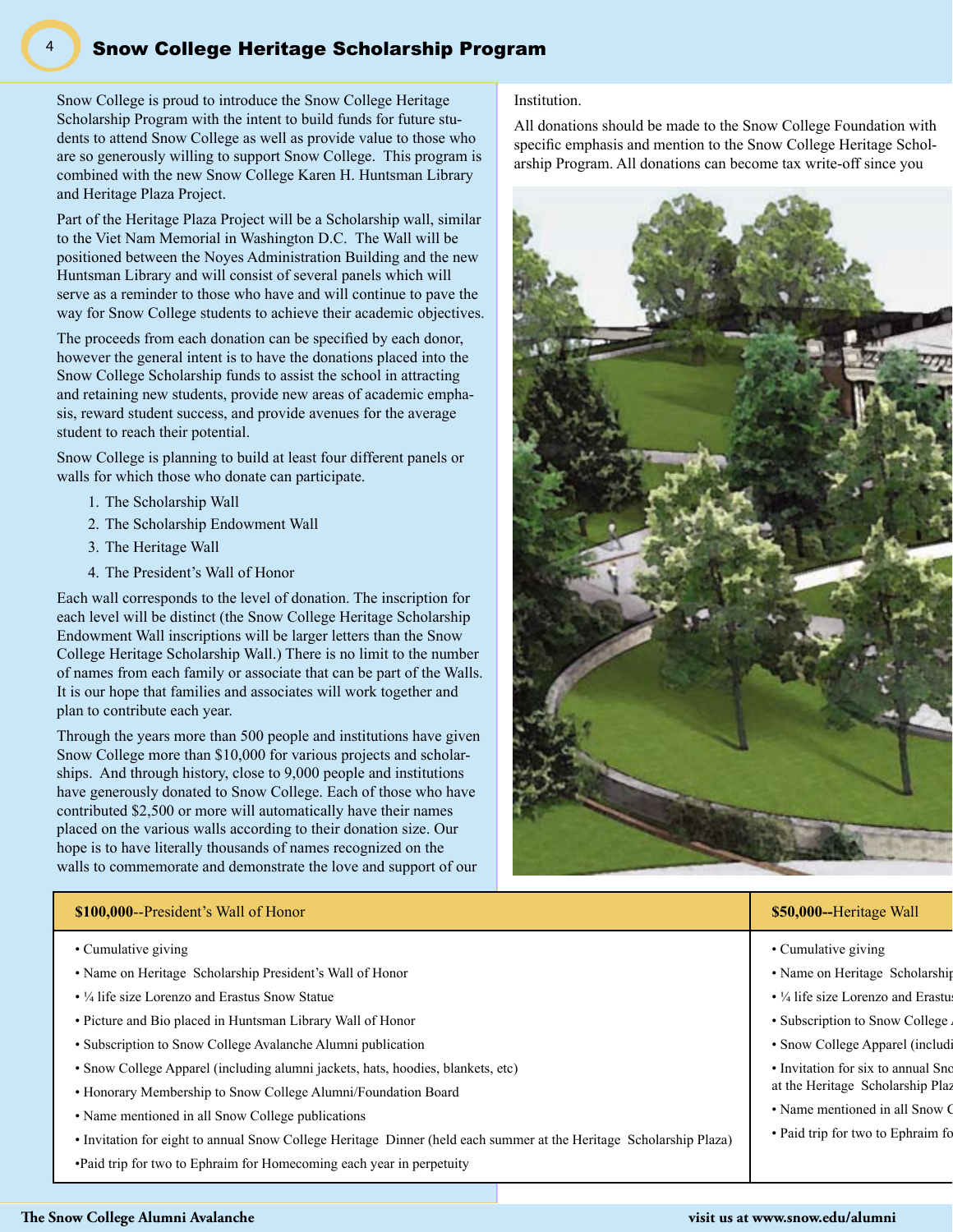## Snow College Heritage Scholarship Program

Snow College is proud to introduce the Snow College Heritage Scholarship Program with the intent to build funds for future students to attend Snow College as well as provide value to those who are so generously willing to support Snow College. This program is combined with the new Snow College Karen H. Huntsman Library and Heritage Plaza Project.

Part of the Heritage Plaza Project will be a Scholarship wall, similar to the Viet Nam Memorial in Washington D.C. The Wall will be positioned between the Noyes Administration Building and the new Huntsman Library and will consist of several panels which will serve as a reminder to those who have and will continue to pave the way for Snow College students to achieve their academic objectives.

The proceeds from each donation can be specified by each donor, however the general intent is to have the donations placed into the Snow College Scholarship funds to assist the school in attracting and retaining new students, provide new areas of academic emphasis, reward student success, and provide avenues for the average student to reach their potential.

Snow College is planning to build at least four different panels or walls for which those who donate can participate.

1. The Scholarship Wall
2. The Scholarship Endowment Wall
3. The Heritage Wall
4. The President's Wall of Honor

Each wall corresponds to the level of donation. The inscription for each level will be distinct (the Snow College Heritage Scholarship Endowment Wall inscriptions will be larger letters than the Snow College Heritage Scholarship Wall.) There is no limit to the number of names from each family or associate that can be part of the Walls. It is our hope that families and associates will work together and plan to contribute each year.

Through the years more than 500 people and institutions have given Snow College more than $10,000 for various projects and scholarships. And through history, close to 9,000 people and institutions have generously donated to Snow College. Each of those who have contributed $2,500 or more will automatically have their names placed on the various walls according to their donation size. Our hope is to have literally thousands of names recognized on the walls to commemorate and demonstrate the love and support of our Institution.

All donations should be made to the Snow College Foundation with specific emphasis and mention to the Snow College Heritage Scholarship Program. All donations can become tax write-off since you

| **$100,000**--President's Wall of Honor | **$50,000--**Heritage Wall |
|---|---|
| • Cumulative giving<br>• Name on Heritage Scholarship President's Wall of Honor<br>• ¼ life size Lorenzo and Erastus Snow Statue<br>• Picture and Bio placed in Huntsman Library Wall of Honor<br>• Subscription to Snow College Avalanche Alumni publication<br>• Snow College Apparel (including alumni jackets, hats, hoodies, blankets, etc)<br>• Honorary Membership to Snow College Alumni/Foundation Board<br>• Name mentioned in all Snow College publications<br>• Invitation for eight to annual Snow College Heritage Dinner (held each summer at the Heritage Scholarship Plaza)<br>•Paid trip for two to Ephraim for Homecoming each year in perpetuity | • Cumulative giving<br>• Name on Heritage Scholarship<br>• ¼ life size Lorenzo and Erastus<br>• Subscription to Snow College A<br>• Snow College Apparel (includi<br>• Invitation for six to annual Sno at the Heritage Scholarship Plaz<br>• Name mentioned in all Snow C<br>• Paid trip for two to Ephraim fo |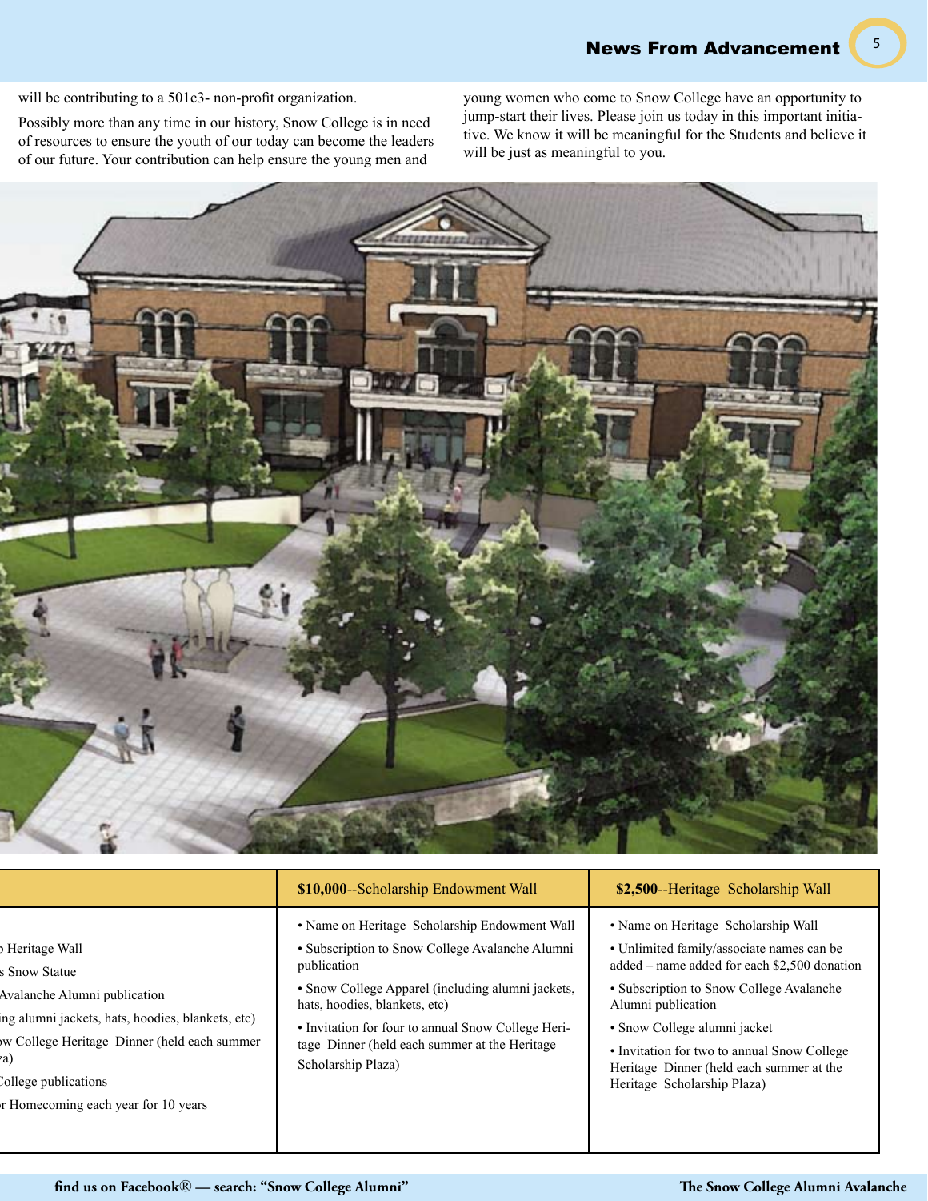will be contributing to a 501c3- non-profit organization.

Possibly more than any time in our history, Snow College is in need of resources to ensure the youth of our today can become the leaders of our future. Your contribution can help ensure the young men and young women who come to Snow College have an opportunity to jump-start their lives. Please join us today in this important initiative. We know it will be meaningful for the Students and believe it will be just as meaningful to you.

| | **$10,000**--Scholarship Endowment Wall | **$2,500**--Heritage Scholarship Wall |
|---|---|---|
| ɔ Heritage Wall<br>s Snow Statue<br>Avalanche Alumni publication<br>ing alumni jackets, hats, hoodies, blankets, etc)<br>ow College Heritage Dinner (held each summer za)<br>College publications<br>r Homecoming each year for 10 years | • Name on Heritage Scholarship Endowment Wall<br>• Subscription to Snow College Avalanche Alumni publication<br>• Snow College Apparel (including alumni jackets, hats, hoodies, blankets, etc)<br>• Invitation for four to annual Snow College Heritage Dinner (held each summer at the Heritage Scholarship Plaza) | • Name on Heritage Scholarship Wall<br>• Unlimited family/associate names can be added – name added for each $2,500 donation<br>• Subscription to Snow College Avalanche Alumni publication<br>• Snow College alumni jacket<br>• Invitation for two to annual Snow College Heritage Dinner (held each summer at the Heritage Scholarship Plaza) |

find us on Facebook® — search: "Snow College Alumni"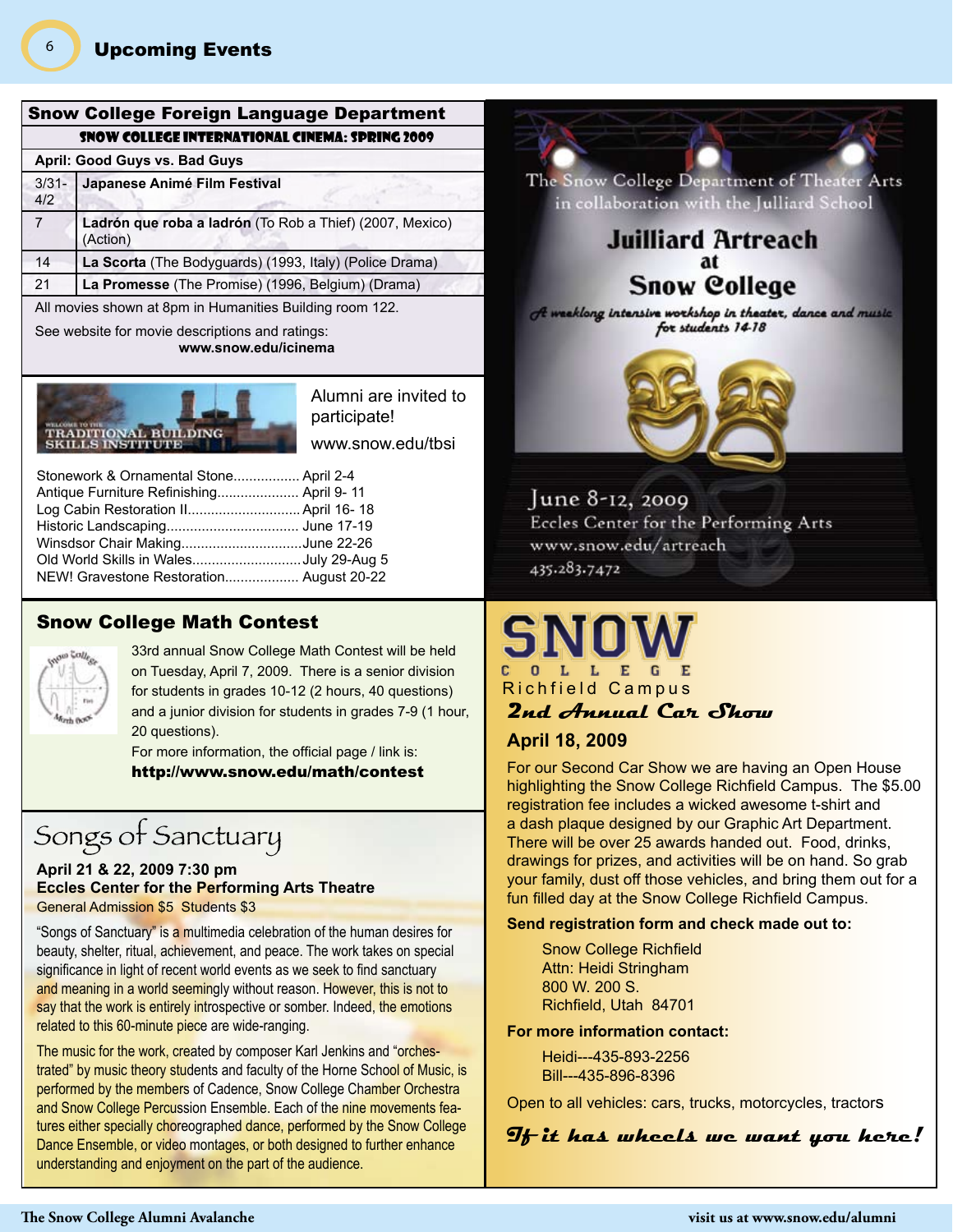# Upcoming Events

## Snow College Foreign Language Department

### SNOW COLLEGE INTERNATIONAL CINEMA: SPRING 2009

| April: Good Guys vs. Bad Guys | |
|---|---|
| 3/31-4/2 | **Japanese Animé Film Festival** |
| 7 | **Ladrón que roba a ladrón** (To Rob a Thief) (2007, Mexico) (Action) |
| 14 | **La Scorta** (The Bodyguards) (1993, Italy) (Police Drama) |
| 21 | **La Promesse** (The Promise) (1996, Belgium) (Drama) |

All movies shown at 8pm in Humanities Building room 122.

See website for movie descriptions and ratings:
**www.snow.edu/icinema**

## Welcome to the Traditional Building Skills Institute

Alumni are invited to participate!

www.snow.edu/tbsi

- Stonework & Ornamental Stone................. April 2-4
- Antique Furniture Refinishing..................... April 9- 11
- Log Cabin Restoration II............................. April 16- 18
- Historic Landscaping.................................. June 17-19
- Winsdsor Chair Making...............................June 22-26
- Old World Skills in Wales............................July 29-Aug 5
- NEW! Gravestone Restoration................... August 20-22

## Snow College Math Contest

33rd annual Snow College Math Contest will be held on Tuesday, April 7, 2009. There is a senior division for students in grades 10-12 (2 hours, 40 questions) and a junior division for students in grades 7-9 (1 hour, 20 questions).

For more information, the official page / link is:
**http://www.snow.edu/math/contest**

## Songs of Sanctuary

**April 21 & 22, 2009 7:30 pm**
**Eccles Center for the Performing Arts Theatre**
General Admission $5 Students $3

"Songs of Sanctuary" is a multimedia celebration of the human desires for beauty, shelter, ritual, achievement, and peace. The work takes on special significance in light of recent world events as we seek to find sanctuary and meaning in a world seemingly without reason. However, this is not to say that the work is entirely introspective or somber. Indeed, the emotions related to this 60-minute piece are wide-ranging.

The music for the work, created by composer Karl Jenkins and "orchestrated" by music theory students and faculty of the Horne School of Music, is performed by the members of Cadence, Snow College Chamber Orchestra and Snow College Percussion Ensemble. Each of the nine movements features either specially choreographed dance, performed by the Snow College Dance Ensemble, or video montages, or both designed to further enhance understanding and enjoyment on the part of the audience.

The Snow College Department of Theater Arts in collaboration with the Julliard School

## Juilliard Artreach at Snow College

*A weeklong intensive workshop in theater, dance and music for students 14-18*

June 8-12, 2009
Eccles Center for the Performing Arts
www.snow.edu/artreach
435.283.7472

## SNOW COLLEGE Richfield Campus

### 2nd Annual Car Show

**April 18, 2009**

For our Second Car Show we are having an Open House highlighting the Snow College Richfield Campus. The $5.00 registration fee includes a wicked awesome t-shirt and a dash plaque designed by our Graphic Art Department. There will be over 25 awards handed out. Food, drinks, drawings for prizes, and activities will be on hand. So grab your family, dust off those vehicles, and bring them out for a fun filled day at the Snow College Richfield Campus.

**Send registration form and check made out to:**

Snow College Richfield
Attn: Heidi Stringham
800 W. 200 S.
Richfield, Utah 84701

**For more information contact:**

Heidi---435-893-2256
Bill---435-896-8396

Open to all vehicles: cars, trucks, motorcycles, tractors

***If it has wheels we want you here!***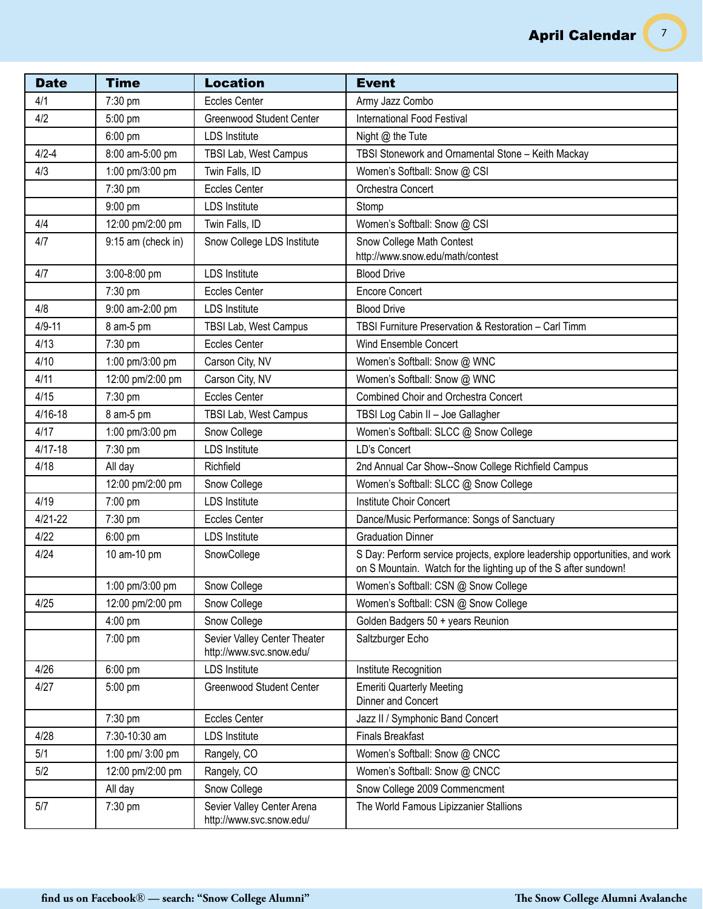# April Calendar

| Date | Time | Location | Event |
|---|---|---|---|
| 4/1 | 7:30 pm | Eccles Center | Army Jazz Combo |
| 4/2 | 5:00 pm | Greenwood Student Center | International Food Festival |
| | 6:00 pm | LDS Institute | Night @ the Tute |
| 4/2-4 | 8:00 am-5:00 pm | TBSI Lab, West Campus | TBSI Stonework and Ornamental Stone – Keith Mackay |
| 4/3 | 1:00 pm/3:00 pm | Twin Falls, ID | Women's Softball: Snow @ CSI |
| | 7:30 pm | Eccles Center | Orchestra Concert |
| | 9:00 pm | LDS Institute | Stomp |
| 4/4 | 12:00 pm/2:00 pm | Twin Falls, ID | Women's Softball: Snow @ CSI |
| 4/7 | 9:15 am (check in) | Snow College LDS Institute | Snow College Math Contest http://www.snow.edu/math/contest |
| 4/7 | 3:00-8:00 pm | LDS Institute | Blood Drive |
| | 7:30 pm | Eccles Center | Encore Concert |
| 4/8 | 9:00 am-2:00 pm | LDS Institute | Blood Drive |
| 4/9-11 | 8 am-5 pm | TBSI Lab, West Campus | TBSI Furniture Preservation & Restoration – Carl Timm |
| 4/13 | 7:30 pm | Eccles Center | Wind Ensemble Concert |
| 4/10 | 1:00 pm/3:00 pm | Carson City, NV | Women's Softball: Snow @ WNC |
| 4/11 | 12:00 pm/2:00 pm | Carson City, NV | Women's Softball: Snow @ WNC |
| 4/15 | 7:30 pm | Eccles Center | Combined Choir and Orchestra Concert |
| 4/16-18 | 8 am-5 pm | TBSI Lab, West Campus | TBSI Log Cabin II – Joe Gallagher |
| 4/17 | 1:00 pm/3:00 pm | Snow College | Women's Softball: SLCC @ Snow College |
| 4/17-18 | 7:30 pm | LDS Institute | LD's Concert |
| 4/18 | All day | Richfield | 2nd Annual Car Show--Snow College Richfield Campus |
| | 12:00 pm/2:00 pm | Snow College | Women's Softball: SLCC @ Snow College |
| 4/19 | 7:00 pm | LDS Institute | Institute Choir Concert |
| 4/21-22 | 7:30 pm | Eccles Center | Dance/Music Performance: Songs of Sanctuary |
| 4/22 | 6:00 pm | LDS Institute | Graduation Dinner |
| 4/24 | 10 am-10 pm | SnowCollege | S Day: Perform service projects, explore leadership opportunities, and work on S Mountain. Watch for the lighting up of the S after sundown! |
| | 1:00 pm/3:00 pm | Snow College | Women's Softball: CSN @ Snow College |
| 4/25 | 12:00 pm/2:00 pm | Snow College | Women's Softball: CSN @ Snow College |
| | 4:00 pm | Snow College | Golden Badgers 50 + years Reunion |
| | 7:00 pm | Sevier Valley Center Theater http://www.svc.snow.edu/ | Saltzburger Echo |
| 4/26 | 6:00 pm | LDS Institute | Institute Recognition |
| 4/27 | 5:00 pm | Greenwood Student Center | Emeriti Quarterly Meeting Dinner and Concert |
| | 7:30 pm | Eccles Center | Jazz II / Symphonic Band Concert |
| 4/28 | 7:30-10:30 am | LDS Institute | Finals Breakfast |
| 5/1 | 1:00 pm/ 3:00 pm | Rangely, CO | Women's Softball: Snow @ CNCC |
| 5/2 | 12:00 pm/2:00 pm | Rangely, CO | Women's Softball: Snow @ CNCC |
| | All day | Snow College | Snow College 2009 Commencment |
| 5/7 | 7:30 pm | Sevier Valley Center Arena http://www.svc.snow.edu/ | The World Famous Lipizzanier Stallions |

find us on Facebook® — search: "Snow College Alumni"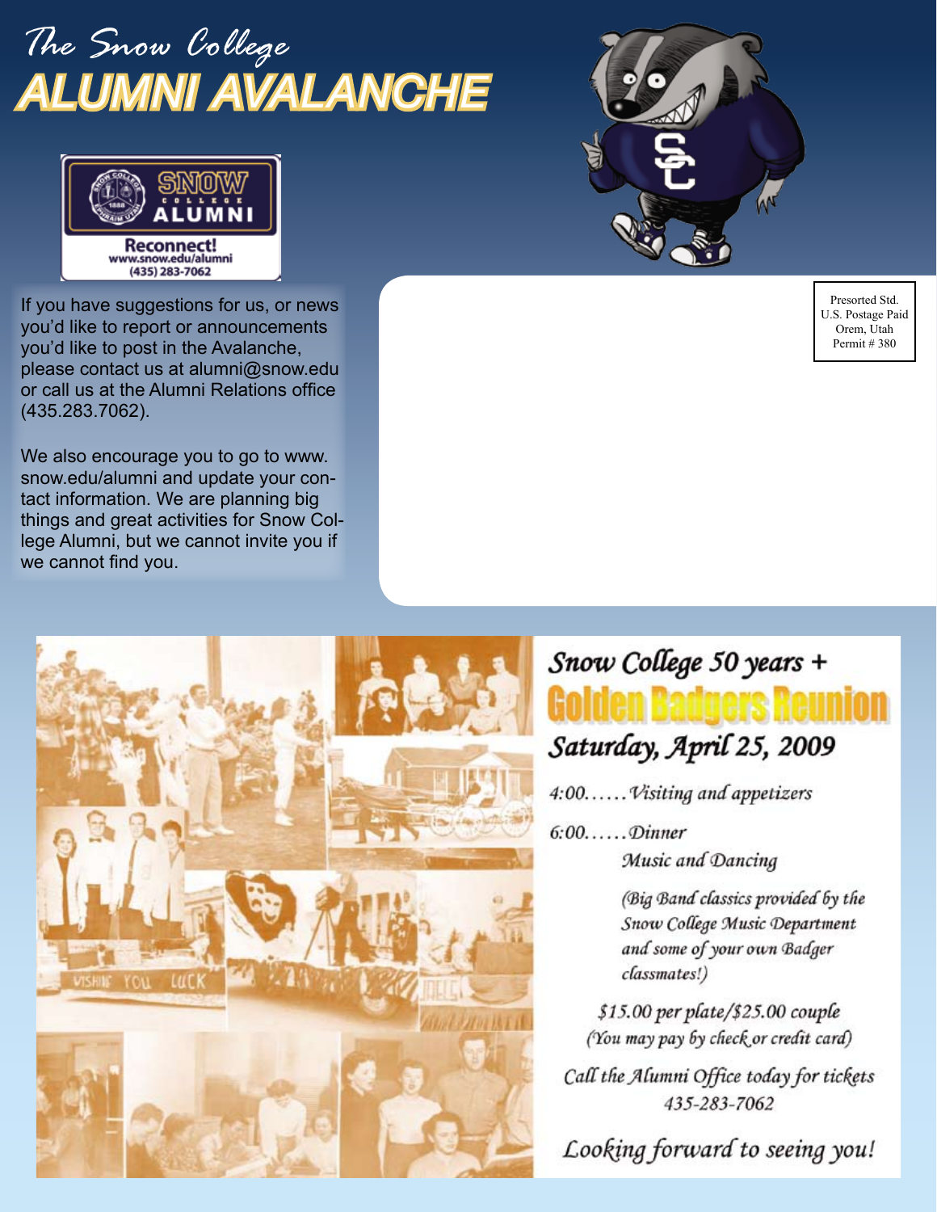# The Snow College ALUMNI AVALANCHE

SNOW COLLEGE ALUMNI

Reconnect!
www.snow.edu/alumni
(435) 283-7062

If you have suggestions for us, or news you'd like to report or announcements you'd like to post in the Avalanche, please contact us at alumni@snow.edu or call us at the Alumni Relations office (435.283.7062).

We also encourage you to go to www.snow.edu/alumni and update your contact information. We are planning big things and great activities for Snow College Alumni, but we cannot invite you if we cannot find you.

Presorted Std.
U.S. Postage Paid
Orem, Utah
Permit # 380

## *Snow College 50 years +*

## Golden Badgers Reunion

### *Saturday, April 25, 2009*

*4:00...... Visiting and appetizers*

*6:00...... Dinner*

*Music and Dancing*

*(Big Band classics provided by the Snow College Music Department and some of your own Badger classmates!)*

*$15.00 per plate/$25.00 couple*
*(You may pay by check or credit card)*

*Call the Alumni Office today for tickets*
*435-283-7062*

*Looking forward to seeing you!*